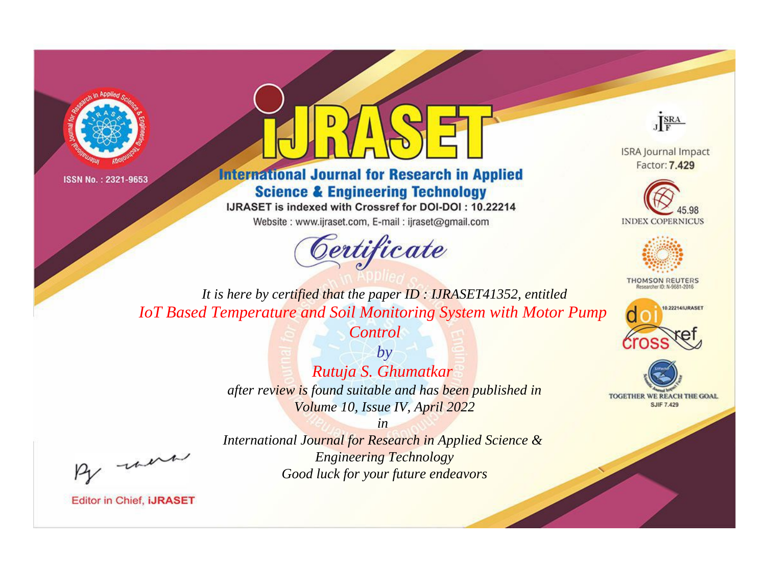ISSN No. : 2321-9653

# iJRASET

## International Journal for Research in Applied Science & Engineering Technology

IJRASET is indexed with Crossref for DOI-DOI : 10.22214

Website : www.ijraset.com, E-mail : ijraset@gmail.com

# Certificate

*It is here by certified that the paper ID : IJRASET41352, entitled*

*IoT Based Temperature and Soil Monitoring System with Motor Pump Control*

*by*

*Rutuja S. Ghumatkar*

*after review is found suitable and has been published in*

*Volume 10, Issue IV, April 2022*

*in*

*International Journal for Research in Applied Science & Engineering Technology*

*Good luck for your future endeavors*

ISRA Journal Impact Factor: **7.429**

45.98 INDEX COPERNICUS

THOMSON REUTERS Researcher ID: N-9681-2016

10.22214/IJRASET

TOGETHER WE REACH THE GOAL SJIF 7.429

Editor in Chief, **iJRASET**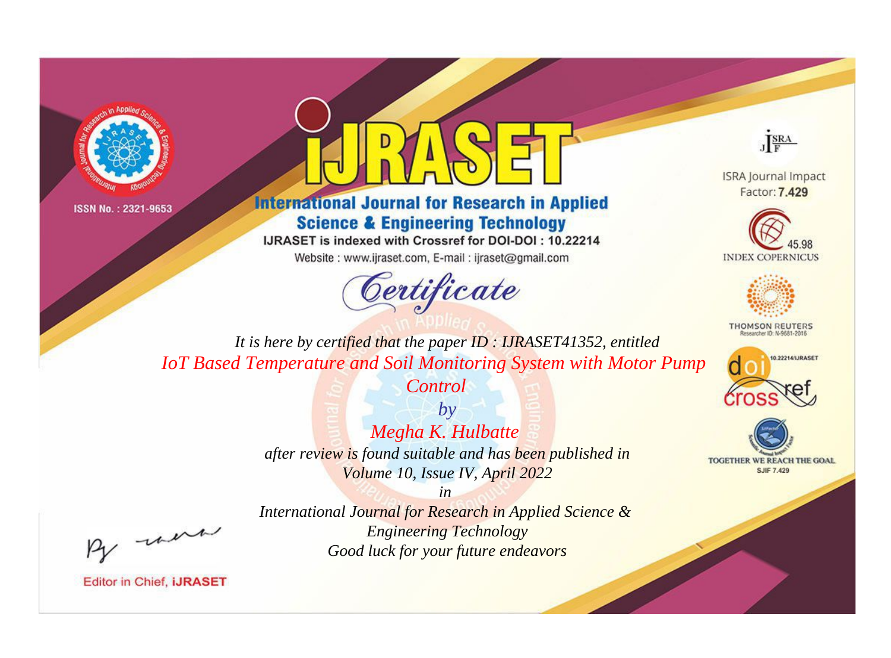ISSN No. : 2321-9653

# iJRASET

## International Journal for Research in Applied Science & Engineering Technology

IJRASET is indexed with Crossref for DOI-DOI : 10.22214

Website : www.ijraset.com, E-mail : ijraset@gmail.com

ISRA Journal Impact Factor: **7.429**

45.98 INDEX COPERNICUS

THOMSON REUTERS Researcher ID: N-9681-2016

10.22214/IJRASET

TOGETHER WE REACH THE GOAL SJIF 7.429

*Certificate*

*It is here by certified that the paper ID : IJRASET41352, entitled*

*IoT Based Temperature and Soil Monitoring System with Motor Pump Control*

*by*

*Megha K. Hulbatte*

*after review is found suitable and has been published in*

*Volume 10, Issue IV, April 2022*

*in*

*International Journal for Research in Applied Science & Engineering Technology*

*Good luck for your future endeavors*

Editor in Chief, iJRASET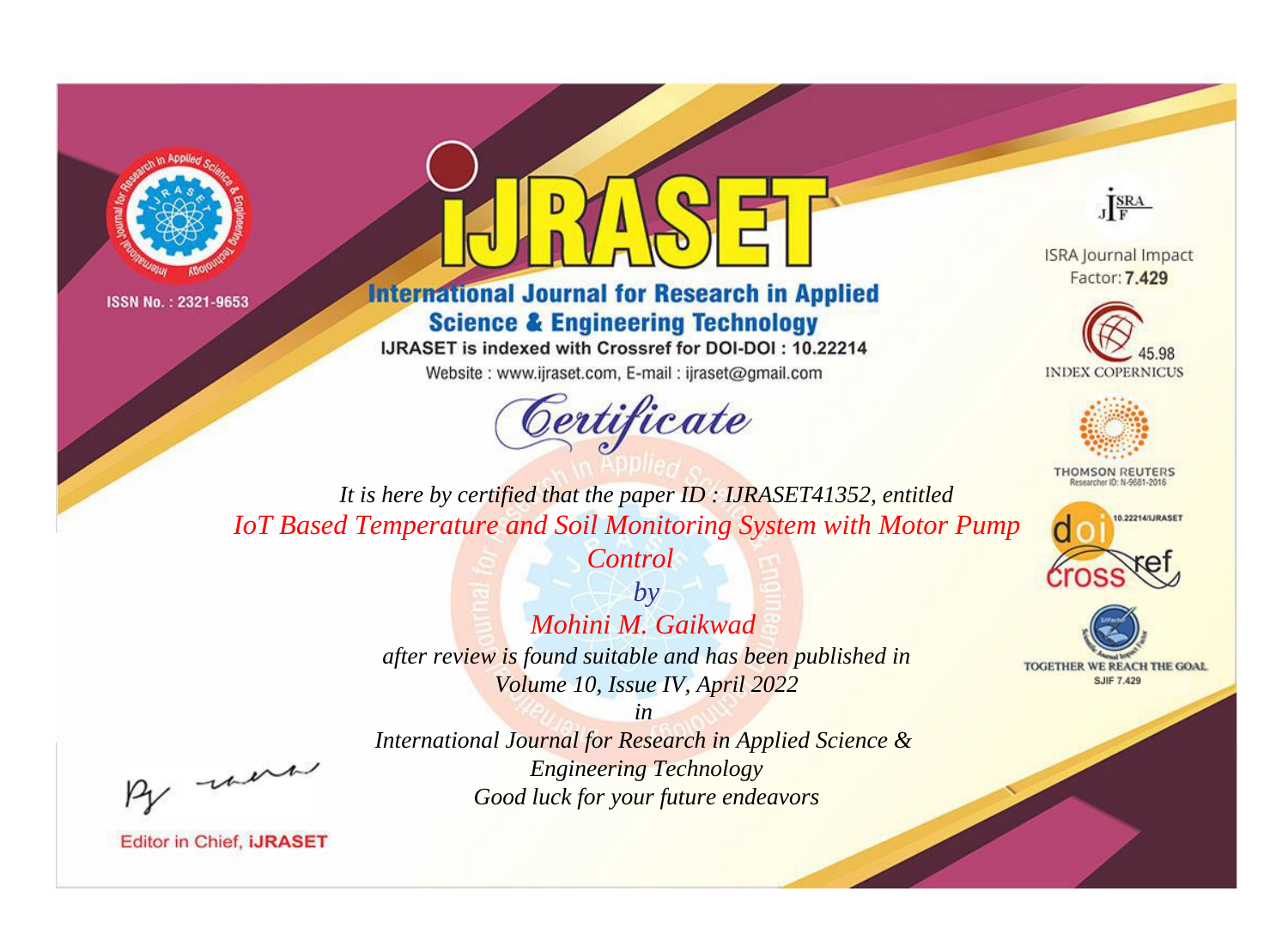ISSN No. : 2321-9653

# iJRASET

## International Journal for Research in Applied Science & Engineering Technology

IJRASET is indexed with Crossref for DOI-DOI : 10.22214

Website : www.ijraset.com, E-mail : ijraset@gmail.com

ISRA Journal Impact Factor: **7.429**

45.98 INDEX COPERNICUS

THOMSON REUTERS Researcher ID: N-9681-2016

10.22214/IJRASET

TOGETHER WE REACH THE GOAL SJIF 7.429

# *Certificate*

*It is here by certified that the paper ID : IJRASET41352, entitled*

*IoT Based Temperature and Soil Monitoring System with Motor Pump Control*

*by*

*Mohini M. Gaikwad*

*after review is found suitable and has been published in*

*Volume 10, Issue IV, April 2022*

*in*

*International Journal for Research in Applied Science & Engineering Technology*

*Good luck for your future endeavors*

Editor in Chief, **iJRASET**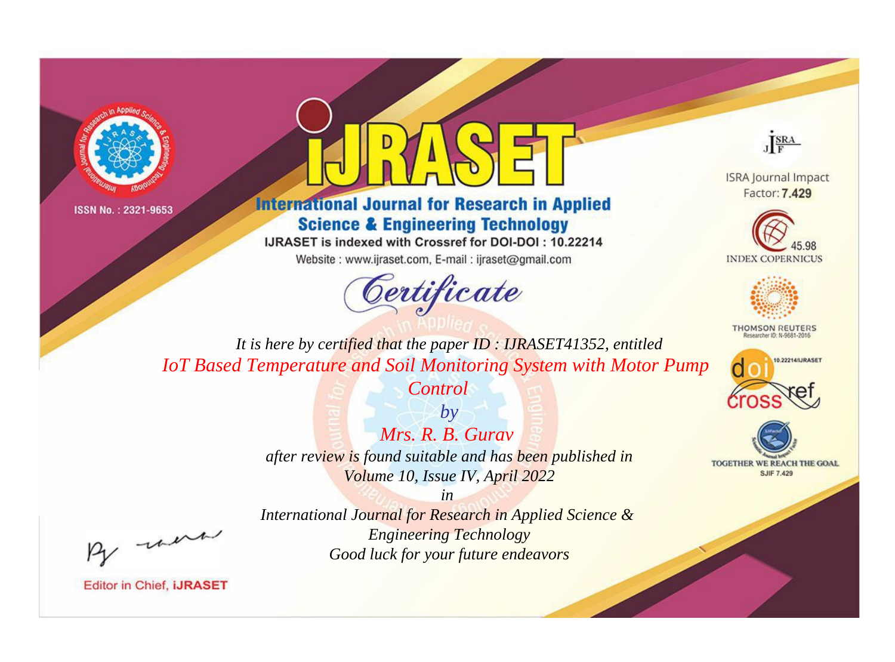ISSN No. : 2321-9653

# iJRASET

## International Journal for Research in Applied Science & Engineering Technology

IJRASET is indexed with Crossref for DOI-DOI : 10.22214

Website : www.ijraset.com, E-mail : ijraset@gmail.com

ISRA Journal Impact Factor: **7.429**

45.98 INDEX COPERNICUS

THOMSON REUTERS Researcher ID: N-9681-2016

10.22214/IJRASET

TOGETHER WE REACH THE GOAL SJIF 7.429

*Certificate*

*It is here by certified that the paper ID : IJRASET41352, entitled*

*IoT Based Temperature and Soil Monitoring System with Motor Pump Control*

*by*

*Mrs. R. B. Gurav*

*after review is found suitable and has been published in*

*Volume 10, Issue IV, April 2022*

*in*

*International Journal for Research in Applied Science & Engineering Technology*

*Good luck for your future endeavors*

Editor in Chief, **iJRASET**